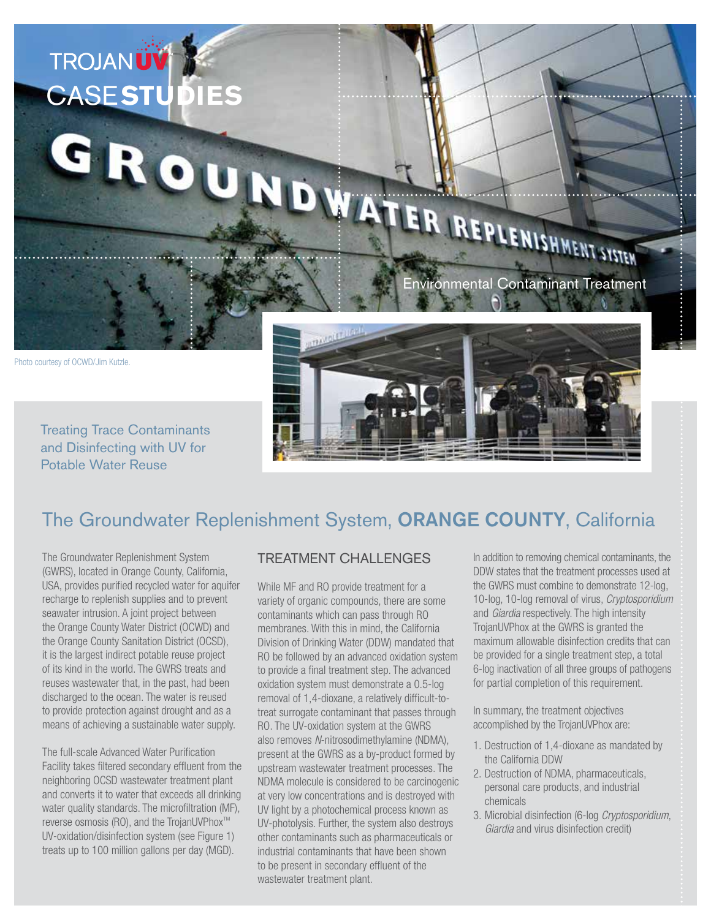TROJAN UV

CASE STUDIES

Environmental Contaminant Treatment

Photo courtesy of OCWD/Jim Kutzle.

Treating Trace Contaminants and Disinfecting with UV for Potable Water Reuse

# The Groundwater Replenishment System, ORANGE COUNTY, California

The Groundwater Replenishment System (GWRS), located in Orange County, California, USA, provides purified recycled water for aquifer recharge to replenish supplies and to prevent seawater intrusion. A joint project between the Orange County Water District (OCWD) and the Orange County Sanitation District (OCSD), it is the largest indirect potable reuse project of its kind in the world. The GWRS treats and reuses wastewater that, in the past, had been discharged to the ocean. The water is reused to provide protection against drought and as a means of achieving a sustainable water supply.

The full-scale Advanced Water Purification Facility takes filtered secondary effluent from the neighboring OCSD wastewater treatment plant and converts it to water that exceeds all drinking water quality standards. The microfiltration (MF), reverse osmosis (RO), and the TrojanUVPhox™ UV-oxidation/disinfection system (see Figure 1) treats up to 100 million gallons per day (MGD).

## TREATMENT CHALLENGES

While MF and RO provide treatment for a variety of organic compounds, there are some contaminants which can pass through RO membranes. With this in mind, the California Division of Drinking Water (DDW) mandated that RO be followed by an advanced oxidation system to provide a final treatment step. The advanced oxidation system must demonstrate a 0.5-log removal of 1,4-dioxane, a relatively difficult-to-treat surrogate contaminant that passes through RO. The UV-oxidation system at the GWRS also removes *N*-nitrosodimethylamine (NDMA), present at the GWRS as a by-product formed by upstream wastewater treatment processes. The NDMA molecule is considered to be carcinogenic at very low concentrations and is destroyed with UV light by a photochemical process known as UV-photolysis. Further, the system also destroys other contaminants such as pharmaceuticals or industrial contaminants that have been shown to be present in secondary effluent of the wastewater treatment plant.

In addition to removing chemical contaminants, the DDW states that the treatment processes used at the GWRS must combine to demonstrate 12-log, 10-log, 10-log removal of virus, *Cryptosporidium* and *Giardia* respectively. The high intensity TrojanUVPhox at the GWRS is granted the maximum allowable disinfection credits that can be provided for a single treatment step, a total 6-log inactivation of all three groups of pathogens for partial completion of this requirement.

In summary, the treatment objectives accomplished by the TrojanUVPhox are:

1. Destruction of 1,4-dioxane as mandated by the California DDW
2. Destruction of NDMA, pharmaceuticals, personal care products, and industrial chemicals
3. Microbial disinfection (6-log *Cryptosporidium*, *Giardia* and virus disinfection credit)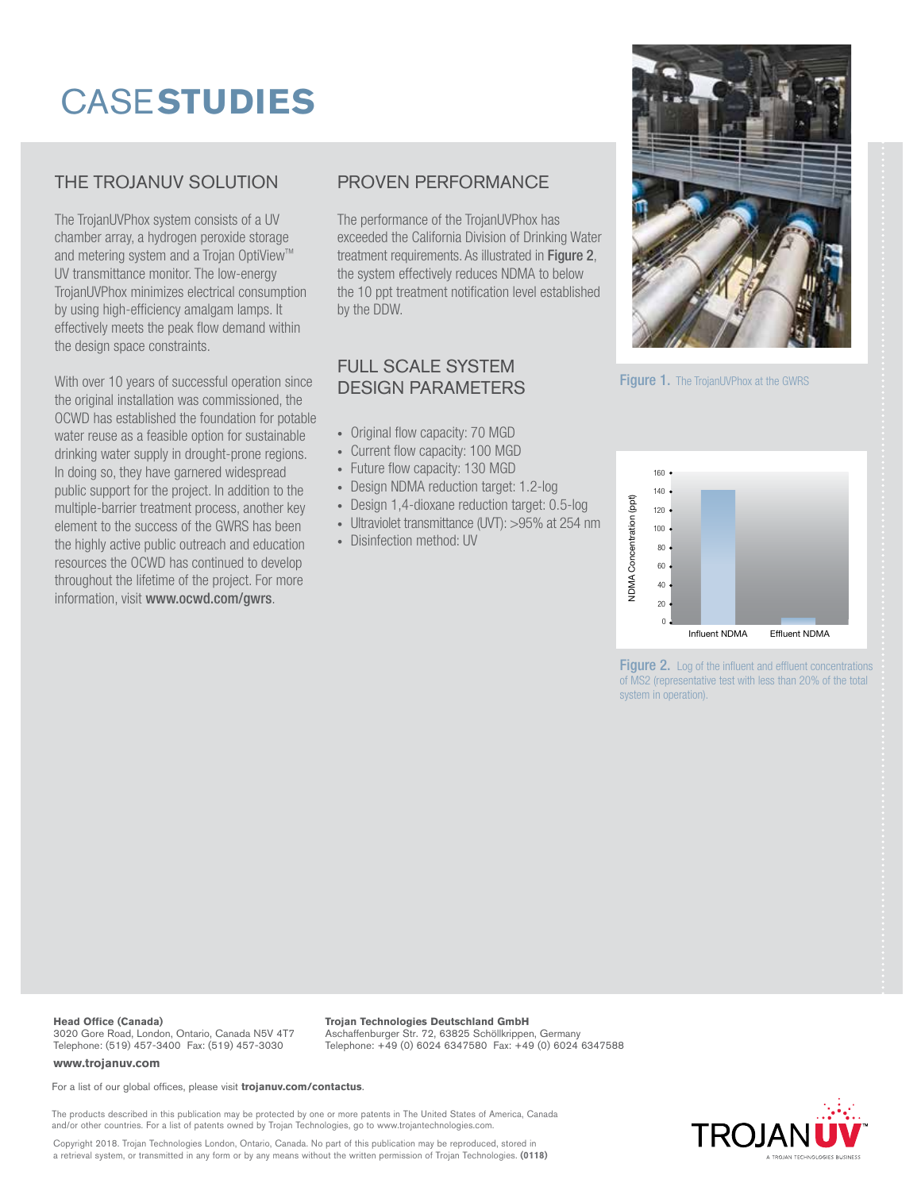# CASE STUDIES

## THE TROJANUV SOLUTION

The TrojanUVPhox system consists of a UV chamber array, a hydrogen peroxide storage and metering system and a Trojan OptiView™ UV transmittance monitor. The low-energy TrojanUVPhox minimizes electrical consumption by using high-efficiency amalgam lamps. It effectively meets the peak flow demand within the design space constraints.

With over 10 years of successful operation since the original installation was commissioned, the OCWD has established the foundation for potable water reuse as a feasible option for sustainable drinking water supply in drought-prone regions. In doing so, they have garnered widespread public support for the project. In addition to the multiple-barrier treatment process, another key element to the success of the GWRS has been the highly active public outreach and education resources the OCWD has continued to develop throughout the lifetime of the project. For more information, visit **www.ocwd.com/gwrs**.

## PROVEN PERFORMANCE

The performance of the TrojanUVPhox has exceeded the California Division of Drinking Water treatment requirements. As illustrated in **Figure 2**, the system effectively reduces NDMA to below the 10 ppt treatment notification level established by the DDW.

## FULL SCALE SYSTEM DESIGN PARAMETERS

- Original flow capacity: 70 MGD
- Current flow capacity: 100 MGD
- Future flow capacity: 130 MGD
- Design NDMA reduction target: 1.2-log
- Design 1,4-dioxane reduction target: 0.5-log
- Ultraviolet transmittance (UVT): >95% at 254 nm
- Disinfection method: UV

**Figure 1.** The TrojanUVPhox at the GWRS

NDMA Concentration (ppt)

0
20
40
60
80
100
120
140
160

Influent NDMA
Effluent NDMA

**Figure 2.** Log of the influent and effluent concentrations of MS2 (representative test with less than 20% of the total system in operation).

**Head Office (Canada)**
3020 Gore Road, London, Ontario, Canada N5V 4T7
Telephone: (519) 457-3400 Fax: (519) 457-3030

**www.trojanuv.com**

**Trojan Technologies Deutschland GmbH**
Aschaffenburger Str. 72, 63825 Schöllkrippen, Germany
Telephone: +49 (0) 6024 6347580 Fax: +49 (0) 6024 6347588

For a list of our global offices, please visit **trojanuv.com/contactus**.

The products described in this publication may be protected by one or more patents in The United States of America, Canada and/or other countries. For a list of patents owned by Trojan Technologies, go to www.trojantechnologies.com.

Copyright 2018. Trojan Technologies London, Ontario, Canada. No part of this publication may be reproduced, stored in a retrieval system, or transmitted in any form or by any means without the written permission of Trojan Technologies. **(0118)**

TROJAN UV™
A TROJAN TECHNOLOGIES BUSINESS